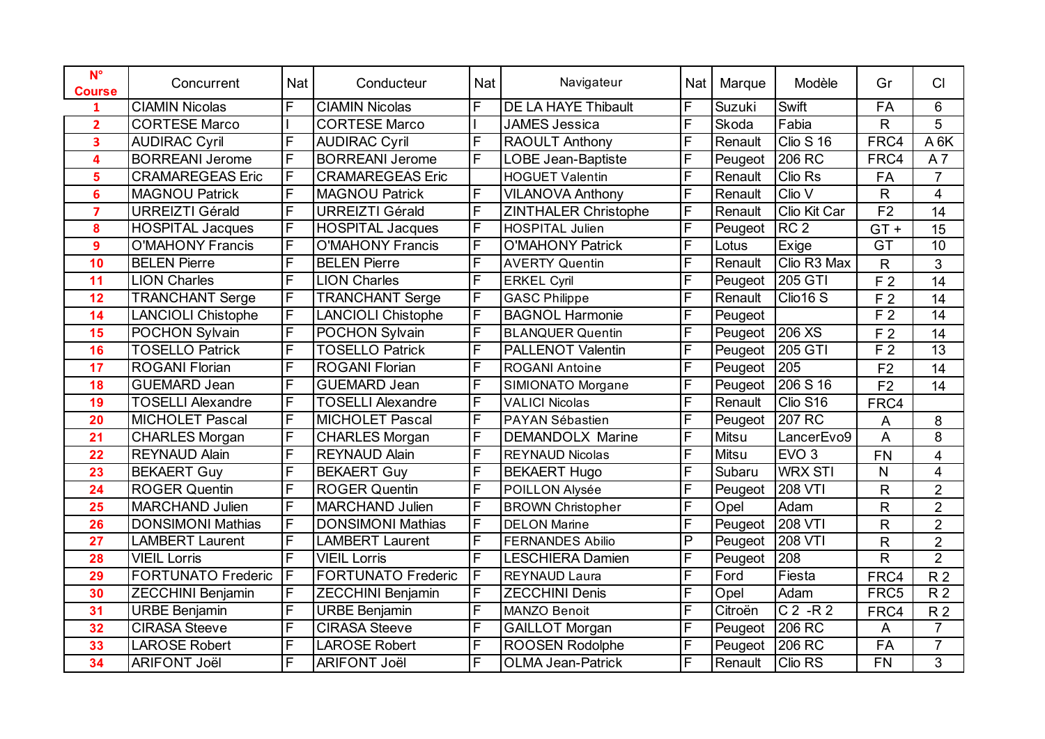| N° Course | Concurrent | Nat | Conducteur | Nat | Navigateur | Nat | Marque | Modèle | Gr | Cl |
|---|---|---|---|---|---|---|---|---|---|---|
| 1 | CIAMIN Nicolas | F | CIAMIN Nicolas | F | DE LA HAYE Thibault | F | Suzuki | Swift | FA | 6 |
| 2 | CORTESE Marco | I | CORTESE Marco | I | JAMES Jessica | F | Skoda | Fabia | R | 5 |
| 3 | AUDIRAC Cyril | F | AUDIRAC Cyril | F | RAOULT Anthony | F | Renault | Clio S 16 | FRC4 | A 6K |
| 4 | BORREANI Jerome | F | BORREANI Jerome | F | LOBE Jean-Baptiste | F | Peugeot | 206 RC | FRC4 | A 7 |
| 5 | CRAMAREGEAS Eric | F | CRAMAREGEAS Eric | | HOGUET Valentin | F | Renault | Clio Rs | FA | 7 |
| 6 | MAGNOU Patrick | F | MAGNOU Patrick | F | VILANOVA Anthony | F | Renault | Clio V | R | 4 |
| 7 | URREIZTI Gérald | F | URREIZTI Gérald | F | ZINTHALER Christophe | F | Renault | Clio Kit Car | F2 | 14 |
| 8 | HOSPITAL Jacques | F | HOSPITAL Jacques | F | HOSPITAL Julien | F | Peugeot | RC 2 | GT + | 15 |
| 9 | O'MAHONY Francis | F | O'MAHONY Francis | F | O'MAHONY Patrick | F | Lotus | Exige | GT | 10 |
| 10 | BELEN Pierre | F | BELEN Pierre | F | AVERTY Quentin | F | Renault | Clio R3 Max | R | 3 |
| 11 | LION Charles | F | LION Charles | F | ERKEL Cyril | F | Peugeot | 205 GTI | F 2 | 14 |
| 12 | TRANCHANT Serge | F | TRANCHANT Serge | F | GASC Philippe | F | Renault | Clio16 S | F 2 | 14 |
| 14 | LANCIOLI Chistophe | F | LANCIOLI Chistophe | F | BAGNOL Harmonie | F | Peugeot | | F 2 | 14 |
| 15 | POCHON Sylvain | F | POCHON Sylvain | F | BLANQUER Quentin | F | Peugeot | 206 XS | F 2 | 14 |
| 16 | TOSELLO Patrick | F | TOSELLO Patrick | F | PALLENOT Valentin | F | Peugeot | 205 GTI | F 2 | 13 |
| 17 | ROGANI Florian | F | ROGANI Florian | F | ROGANI Antoine | F | Peugeot | 205 | F2 | 14 |
| 18 | GUEMARD Jean | F | GUEMARD Jean | F | SIMIONATO Morgane | F | Peugeot | 206 S 16 | F2 | 14 |
| 19 | TOSELLI Alexandre | F | TOSELLI Alexandre | F | VALICI Nicolas | F | Renault | Clio S16 | FRC4 | |
| 20 | MICHOLET Pascal | F | MICHOLET Pascal | F | PAYAN Sébastien | F | Peugeot | 207 RC | A | 8 |
| 21 | CHARLES Morgan | F | CHARLES Morgan | F | DEMANDOLX Marine | F | Mitsu | LancerEvo9 | A | 8 |
| 22 | REYNAUD Alain | F | REYNAUD Alain | F | REYNAUD Nicolas | F | Mitsu | EVO 3 | FN | 4 |
| 23 | BEKAERT Guy | F | BEKAERT Guy | F | BEKAERT Hugo | F | Subaru | WRX STI | N | 4 |
| 24 | ROGER Quentin | F | ROGER Quentin | F | POILLON Alysée | F | Peugeot | 208 VTI | R | 2 |
| 25 | MARCHAND Julien | F | MARCHAND Julien | F | BROWN Christopher | F | Opel | Adam | R | 2 |
| 26 | DONSIMONI Mathias | F | DONSIMONI Mathias | F | DELON Marine | F | Peugeot | 208 VTI | R | 2 |
| 27 | LAMBERT Laurent | F | LAMBERT Laurent | F | FERNANDES Abilio | P | Peugeot | 208 VTI | R | 2 |
| 28 | VIEIL Lorris | F | VIEIL Lorris | F | LESCHIERA Damien | F | Peugeot | 208 | R | 2 |
| 29 | FORTUNATO Frederic | F | FORTUNATO Frederic | F | REYNAUD Laura | F | Ford | Fiesta | FRC4 | R 2 |
| 30 | ZECCHINI Benjamin | F | ZECCHINI Benjamin | F | ZECCHINI Denis | F | Opel | Adam | FRC5 | R 2 |
| 31 | URBE Benjamin | F | URBE Benjamin | F | MANZO Benoit | F | Citroën | C 2 -R 2 | FRC4 | R 2 |
| 32 | CIRASA Steeve | F | CIRASA Steeve | F | GAILLOT Morgan | F | Peugeot | 206 RC | A | 7 |
| 33 | LAROSE Robert | F | LAROSE Robert | F | ROOSEN Rodolphe | F | Peugeot | 206 RC | FA | 7 |
| 34 | ARIFONT Joël | F | ARIFONT Joël | F | OLMA Jean-Patrick | F | Renault | Clio RS | FN | 3 |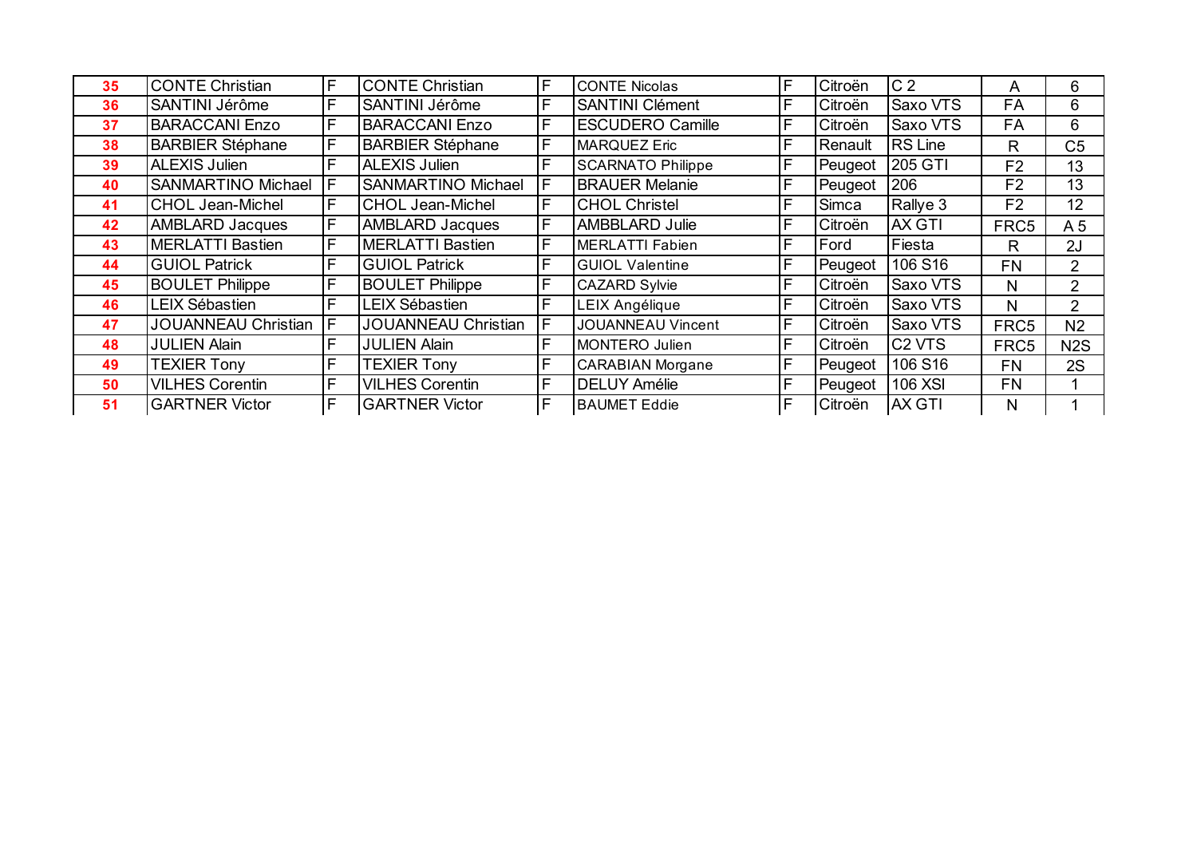| | | | | | | | | | | |
|---|---|---|---|---|---|---|---|---|---|---|
| **35** | CONTE Christian | F | CONTE Christian | F | CONTE Nicolas | F | Citroën | C 2 | A | 6 |
| **36** | SANTINI Jérôme | F | SANTINI Jérôme | F | SANTINI Clément | F | Citroën | Saxo VTS | FA | 6 |
| **37** | BARACCANI Enzo | F | BARACCANI Enzo | F | ESCUDERO Camille | F | Citroën | Saxo VTS | FA | 6 |
| **38** | BARBIER Stéphane | F | BARBIER Stéphane | F | MARQUEZ Eric | F | Renault | RS Line | R | C5 |
| **39** | ALEXIS Julien | F | ALEXIS Julien | F | SCARNATO Philippe | F | Peugeot | 205 GTI | F2 | 13 |
| **40** | SANMARTINO Michael | F | SANMARTINO Michael | F | BRAUER Melanie | F | Peugeot | 206 | F2 | 13 |
| **41** | CHOL Jean-Michel | F | CHOL Jean-Michel | F | CHOL Christel | F | Simca | Rallye 3 | F2 | 12 |
| **42** | AMBLARD Jacques | F | AMBLARD Jacques | F | AMBBLARD Julie | F | Citroën | AX GTI | FRC5 | A 5 |
| **43** | MERLATTI Bastien | F | MERLATTI Bastien | F | MERLATTI Fabien | F | Ford | Fiesta | R | 2J |
| **44** | GUIOL Patrick | F | GUIOL Patrick | F | GUIOL Valentine | F | Peugeot | 106 S16 | FN | 2 |
| **45** | BOULET Philippe | F | BOULET Philippe | F | CAZARD Sylvie | F | Citroën | Saxo VTS | N | 2 |
| **46** | LEIX Sébastien | F | LEIX Sébastien | F | LEIX Angélique | F | Citroën | Saxo VTS | N | 2 |
| **47** | JOUANNEAU Christian | F | JOUANNEAU Christian | F | JOUANNEAU Vincent | F | Citroën | Saxo VTS | FRC5 | N2 |
| **48** | JULIEN Alain | F | JULIEN Alain | F | MONTERO Julien | F | Citroën | C2 VTS | FRC5 | N2S |
| **49** | TEXIER Tony | F | TEXIER Tony | F | CARABIAN Morgane | F | Peugeot | 106 S16 | FN | 2S |
| **50** | VILHES Corentin | F | VILHES Corentin | F | DELUY Amélie | F | Peugeot | 106 XSI | FN | 1 |
| **51** | GARTNER Victor | F | GARTNER Victor | F | BAUMET Eddie | F | Citroën | AX GTI | N | 1 |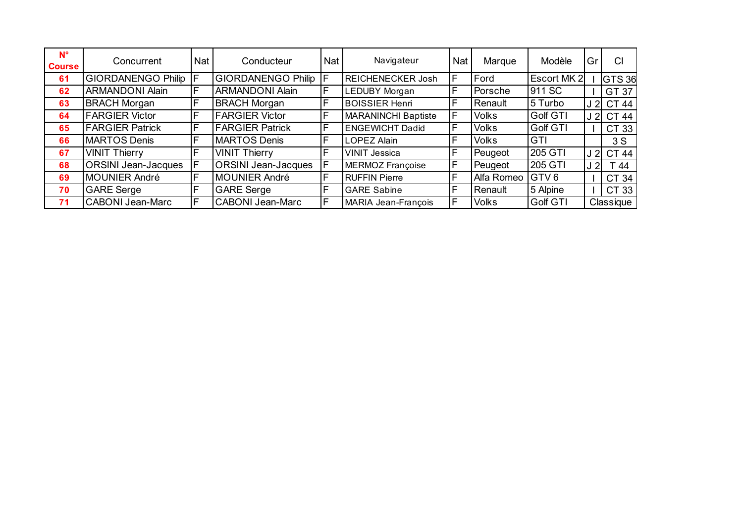| N° Course | Concurrent | Nat | Conducteur | Nat | Navigateur | Nat | Marque | Modèle | Gr | Cl |
|---|---|---|---|---|---|---|---|---|---|---|
| **61** | GIORDANENGO Philip | F | GIORDANENGO Philip | F | REICHENECKER Josh | F | Ford | Escort MK 2 | I | GTS 36 |
| **62** | ARMANDONI Alain | F | ARMANDONI Alain | F | LEDUBY Morgan | F | Porsche | 911 SC | I | GT 37 |
| **63** | BRACH Morgan | F | BRACH Morgan | F | BOISSIER Henri | F | Renault | 5 Turbo | J 2 | CT 44 |
| **64** | FARGIER Victor | F | FARGIER Victor | F | MARANINCHI Baptiste | F | Volks | Golf GTI | J 2 | CT 44 |
| **65** | FARGIER Patrick | F | FARGIER Patrick | F | ENGEWICHT Dadid | F | Volks | Golf GTI | I | CT 33 |
| **66** | MARTOS Denis | F | MARTOS Denis | F | LOPEZ Alain | F | Volks | GTI | | 3 S |
| **67** | VINIT Thierry | F | VINIT Thierry | F | VINIT Jessica | F | Peugeot | 205 GTI | J 2 | CT 44 |
| **68** | ORSINI Jean-Jacques | F | ORSINI Jean-Jacques | F | MERMOZ Françoise | F | Peugeot | 205 GTI | J 2 | T 44 |
| **69** | MOUNIER André | F | MOUNIER André | F | RUFFIN Pierre | F | Alfa Romeo | GTV 6 | I | CT 34 |
| **70** | GARE Serge | F | GARE Serge | F | GARE Sabine | F | Renault | 5 Alpine | I | CT 33 |
| **71** | CABONI Jean-Marc | F | CABONI Jean-Marc | F | MARIA Jean-François | F | Volks | Golf GTI | Classique | |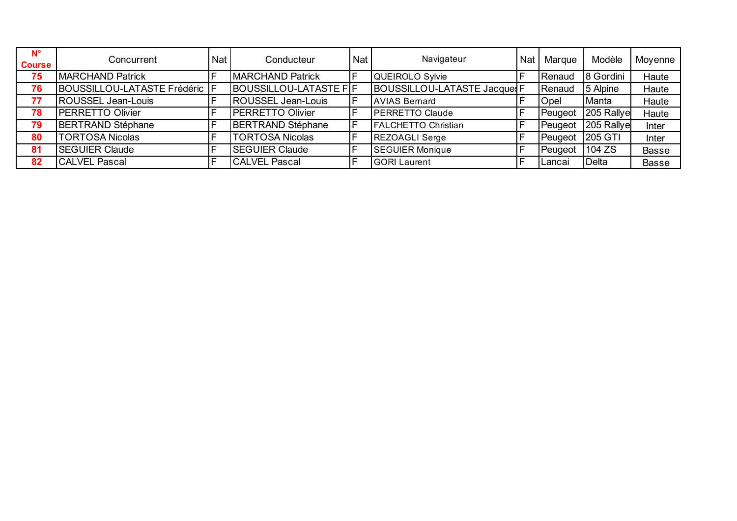| N° Course | Concurrent | Nat | Conducteur | Nat | Navigateur | Nat | Marque | Modèle | Moyenne |
|---|---|---|---|---|---|---|---|---|---|
| 75 | MARCHAND Patrick | F | MARCHAND Patrick | F | QUEIROLO Sylvie | F | Renaud | 8 Gordini | Haute |
| 76 | BOUSSILLOU-LATASTE Frédéric | F | BOUSSILLOU-LATASTE F | F | BOUSSILLOU-LATASTE Jacques | F | Renaud | 5 Alpine | Haute |
| 77 | ROUSSEL Jean-Louis | F | ROUSSEL Jean-Louis | F | AVIAS Bernard | F | Opel | Manta | Haute |
| 78 | PERRETTO Olivier | F | PERRETTO Olivier | F | PERRETTO Claude | F | Peugeot | 205 Rallye | Haute |
| 79 | BERTRAND Stéphane | F | BERTRAND Stéphane | F | FALCHETTO Christian | F | Peugeot | 205 Rallye | Inter |
| 80 | TORTOSA Nicolas | F | TORTOSA Nicolas | F | REZOAGLI Serge | F | Peugeot | 205 GTI | Inter |
| 81 | SEGUIER Claude | F | SEGUIER Claude | F | SEGUIER Monique | F | Peugeot | 104 ZS | Basse |
| 82 | CALVEL Pascal | F | CALVEL Pascal | F | GORI Laurent | F | Lancai | Delta | Basse |